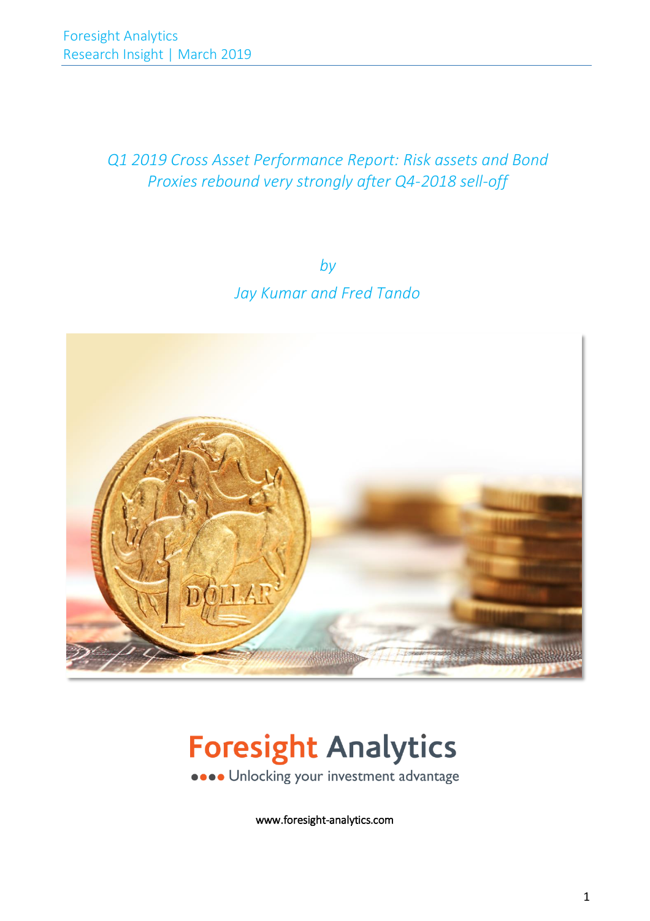Foresight Analytics
Research Insight | March 2019

# *Q1 2019 Cross Asset Performance Report: Risk assets and Bond Proxies rebound very strongly after Q4-2018 sell-off*

*by*

*Jay Kumar and Fred Tando*

**Foresight Analytics**

●●●● Unlocking your investment advantage

www.foresight-analytics.com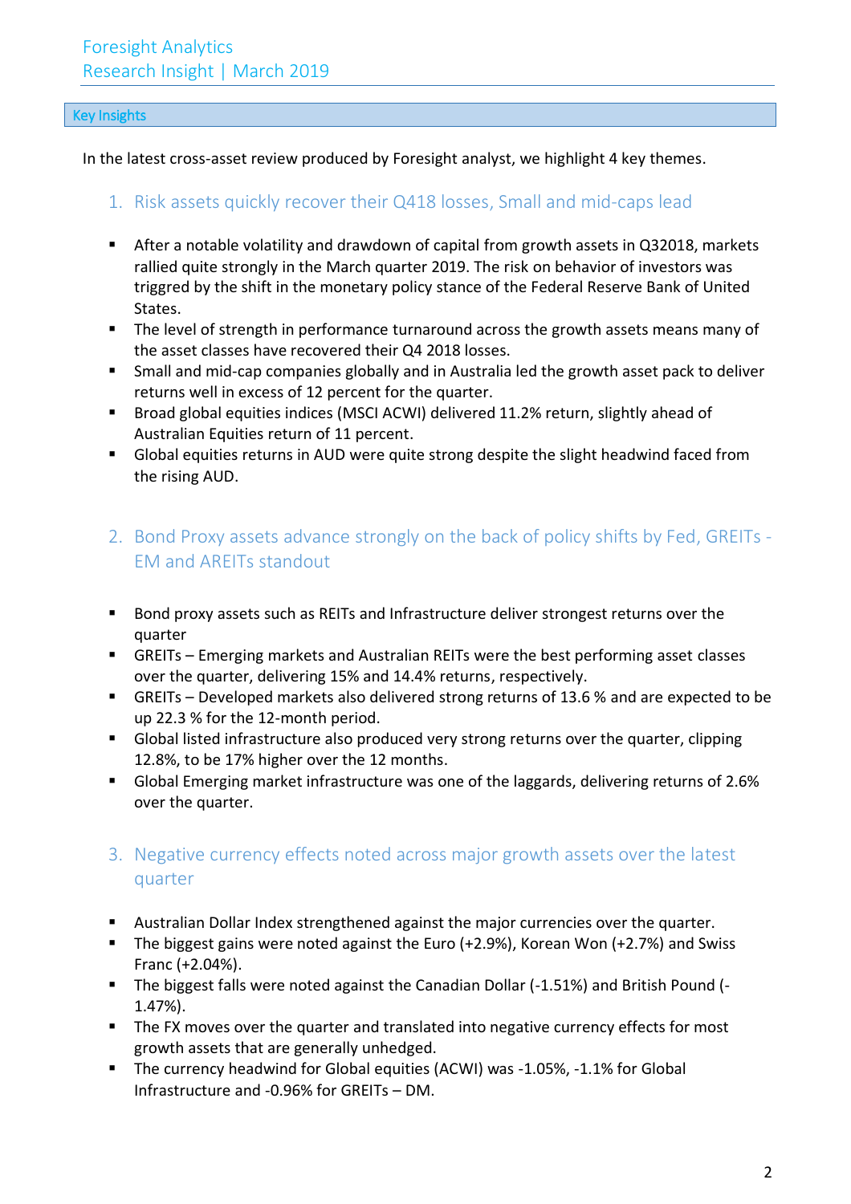## Key Insights

In the latest cross-asset review produced by Foresight analyst, we highlight 4 key themes.

### 1. Risk assets quickly recover their Q418 losses, Small and mid-caps lead

- After a notable volatility and drawdown of capital from growth assets in Q32018, markets rallied quite strongly in the March quarter 2019. The risk on behavior of investors was triggered by the shift in the monetary policy stance of the Federal Reserve Bank of United States.
- The level of strength in performance turnaround across the growth assets means many of the asset classes have recovered their Q4 2018 losses.
- Small and mid-cap companies globally and in Australia led the growth asset pack to deliver returns well in excess of 12 percent for the quarter.
- Broad global equities indices (MSCI ACWI) delivered 11.2% return, slightly ahead of Australian Equities return of 11 percent.
- Global equities returns in AUD were quite strong despite the slight headwind faced from the rising AUD.

### 2. Bond Proxy assets advance strongly on the back of policy shifts by Fed, GREITs - EM and AREITs standout

- Bond proxy assets such as REITs and Infrastructure deliver strongest returns over the quarter
- GREITs – Emerging markets and Australian REITs were the best performing asset classes over the quarter, delivering 15% and 14.4% returns, respectively.
- GREITs – Developed markets also delivered strong returns of 13.6 % and are expected to be up 22.3 % for the 12-month period.
- Global listed infrastructure also produced very strong returns over the quarter, clipping 12.8%, to be 17% higher over the 12 months.
- Global Emerging market infrastructure was one of the laggards, delivering returns of 2.6% over the quarter.

### 3. Negative currency effects noted across major growth assets over the latest quarter

- Australian Dollar Index strengthened against the major currencies over the quarter.
- The biggest gains were noted against the Euro (+2.9%), Korean Won (+2.7%) and Swiss Franc (+2.04%).
- The biggest falls were noted against the Canadian Dollar (-1.51%) and British Pound (-1.47%).
- The FX moves over the quarter and translated into negative currency effects for most growth assets that are generally unhedged.
- The currency headwind for Global equities (ACWI) was -1.05%, -1.1% for Global Infrastructure and -0.96% for GREITs – DM.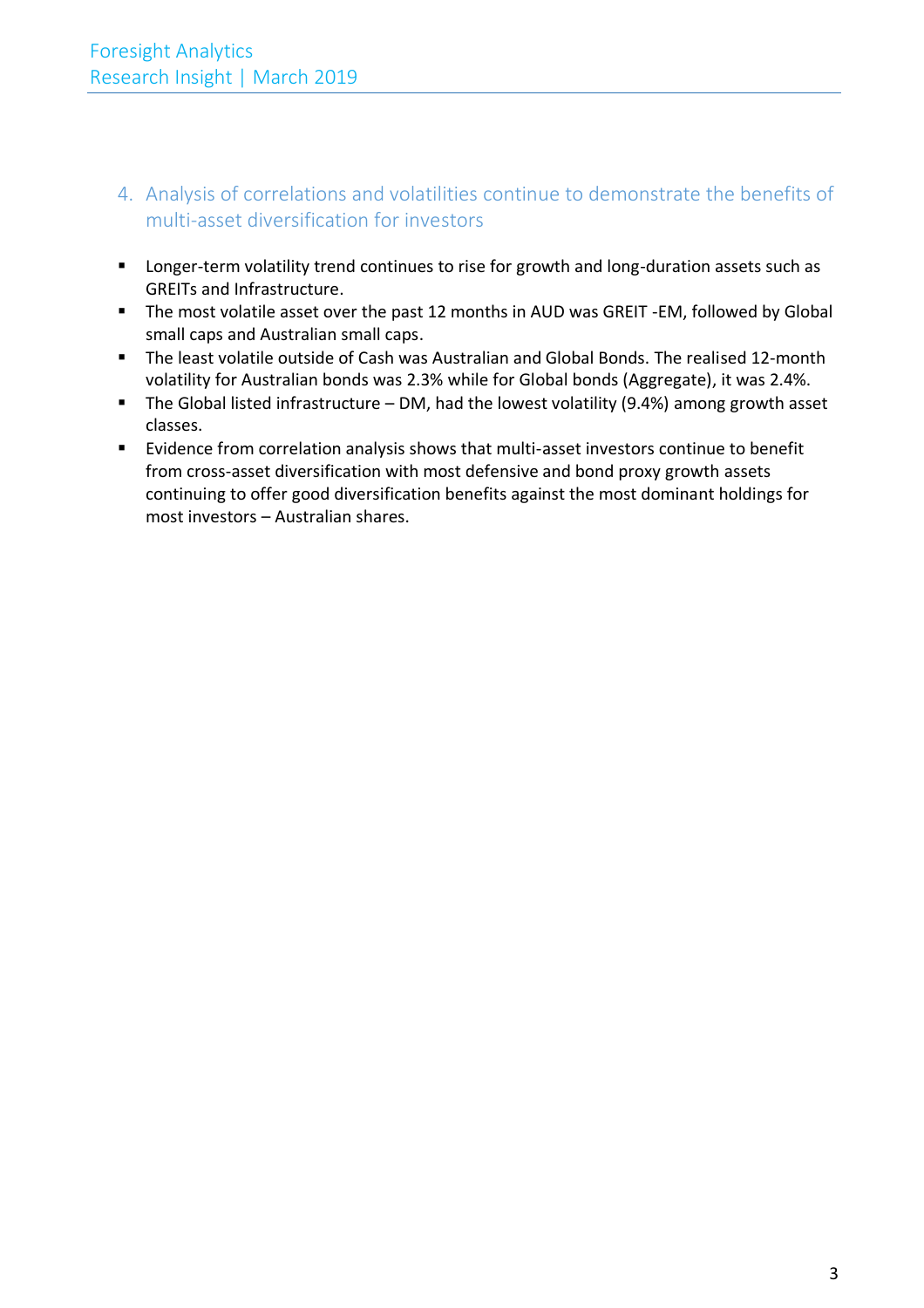4. Analysis of correlations and volatilities continue to demonstrate the benefits of multi-asset diversification for investors

- Longer-term volatility trend continues to rise for growth and long-duration assets such as GREITs and Infrastructure.
- The most volatile asset over the past 12 months in AUD was GREIT -EM, followed by Global small caps and Australian small caps.
- The least volatile outside of Cash was Australian and Global Bonds. The realised 12-month volatility for Australian bonds was 2.3% while for Global bonds (Aggregate), it was 2.4%.
- The Global listed infrastructure – DM, had the lowest volatility (9.4%) among growth asset classes.
- Evidence from correlation analysis shows that multi-asset investors continue to benefit from cross-asset diversification with most defensive and bond proxy growth assets continuing to offer good diversification benefits against the most dominant holdings for most investors – Australian shares.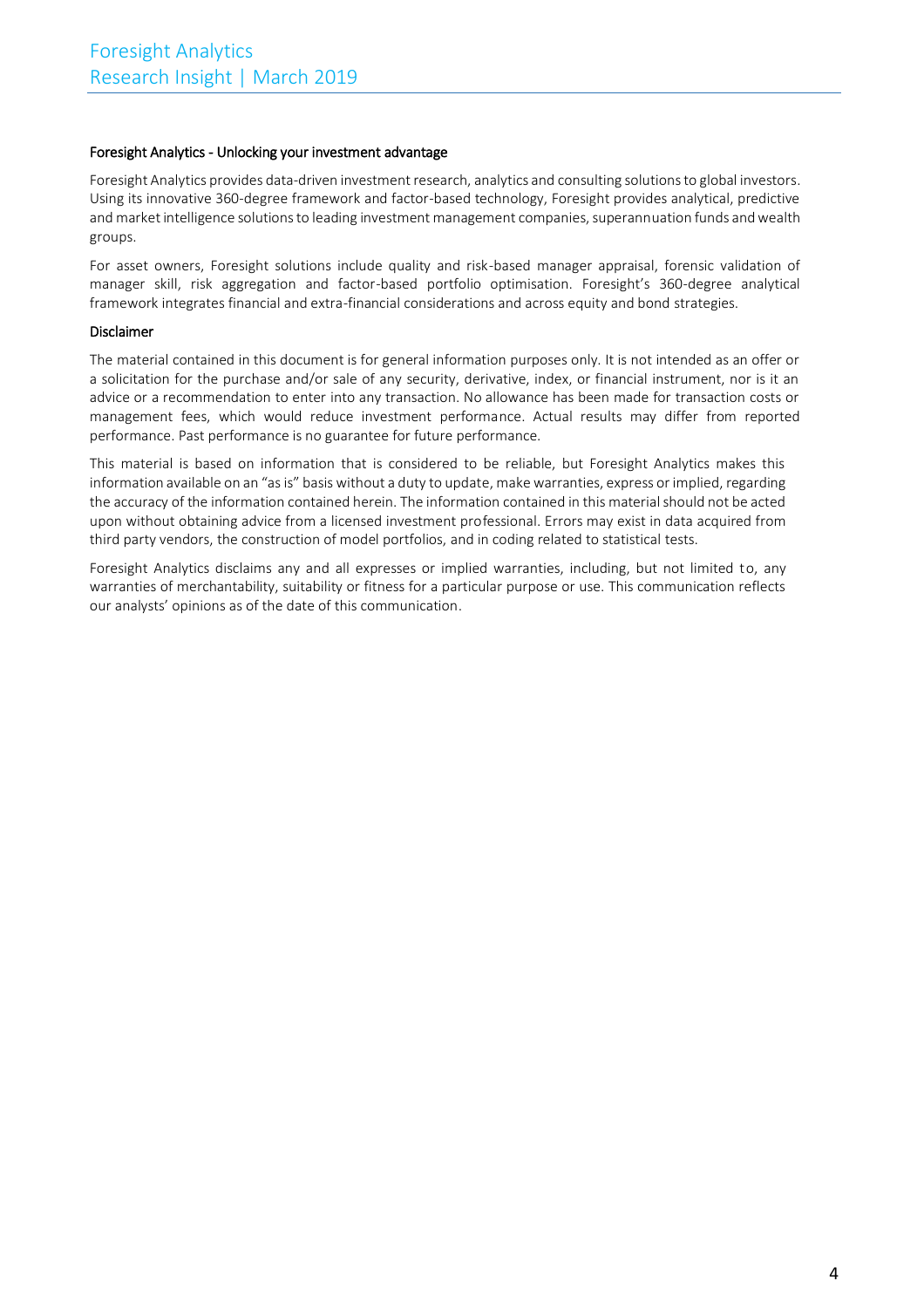### Foresight Analytics - Unlocking your investment advantage

Foresight Analytics provides data-driven investment research, analytics and consulting solutions to global investors. Using its innovative 360-degree framework and factor-based technology, Foresight provides analytical, predictive and market intelligence solutions to leading investment management companies, superannuation funds and wealth groups.

For asset owners, Foresight solutions include quality and risk-based manager appraisal, forensic validation of manager skill, risk aggregation and factor-based portfolio optimisation. Foresight's 360-degree analytical framework integrates financial and extra-financial considerations and across equity and bond strategies.

### Disclaimer

The material contained in this document is for general information purposes only. It is not intended as an offer or a solicitation for the purchase and/or sale of any security, derivative, index, or financial instrument, nor is it an advice or a recommendation to enter into any transaction. No allowance has been made for transaction costs or management fees, which would reduce investment performance. Actual results may differ from reported performance. Past performance is no guarantee for future performance.

This material is based on information that is considered to be reliable, but Foresight Analytics makes this information available on an "as is" basis without a duty to update, make warranties, express or implied, regarding the accuracy of the information contained herein. The information contained in this material should not be acted upon without obtaining advice from a licensed investment professional. Errors may exist in data acquired from third party vendors, the construction of model portfolios, and in coding related to statistical tests.

Foresight Analytics disclaims any and all expresses or implied warranties, including, but not limited to, any warranties of merchantability, suitability or fitness for a particular purpose or use. This communication reflects our analysts' opinions as of the date of this communication.